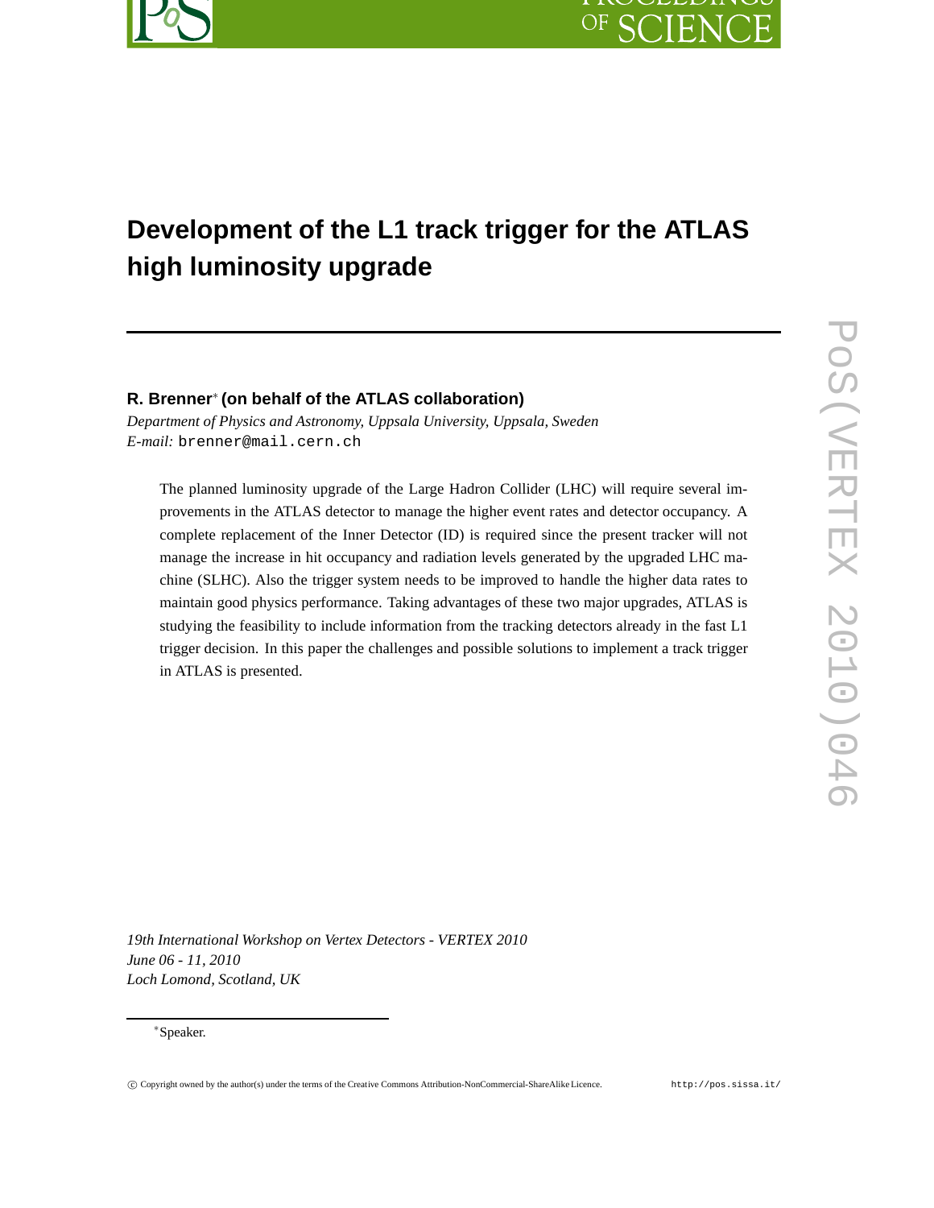# Development of the L1 track trigger for the ATLAS high luminosity upgrade

**R. Brenner*** **(on behalf of the ATLAS collaboration)**

*Department of Physics and Astronomy, Uppsala University, Uppsala, Sweden*
*E-mail:* brenner@mail.cern.ch

The planned luminosity upgrade of the Large Hadron Collider (LHC) will require several improvements in the ATLAS detector to manage the higher event rates and detector occupancy. A complete replacement of the Inner Detector (ID) is required since the present tracker will not manage the increase in hit occupancy and radiation levels generated by the upgraded LHC machine (SLHC). Also the trigger system needs to be improved to handle the higher data rates to maintain good physics performance. Taking advantages of these two major upgrades, ATLAS is studying the feasibility to include information from the tracking detectors already in the fast L1 trigger decision. In this paper the challenges and possible solutions to implement a track trigger in ATLAS is presented.

*19th International Workshop on Vertex Detectors - VERTEX 2010*
*June 06 - 11, 2010*
*Loch Lomond, Scotland, UK*

*Speaker.

© Copyright owned by the author(s) under the terms of the Creative Commons Attribution-NonCommercial-ShareAlike Licence. http://pos.sissa.it/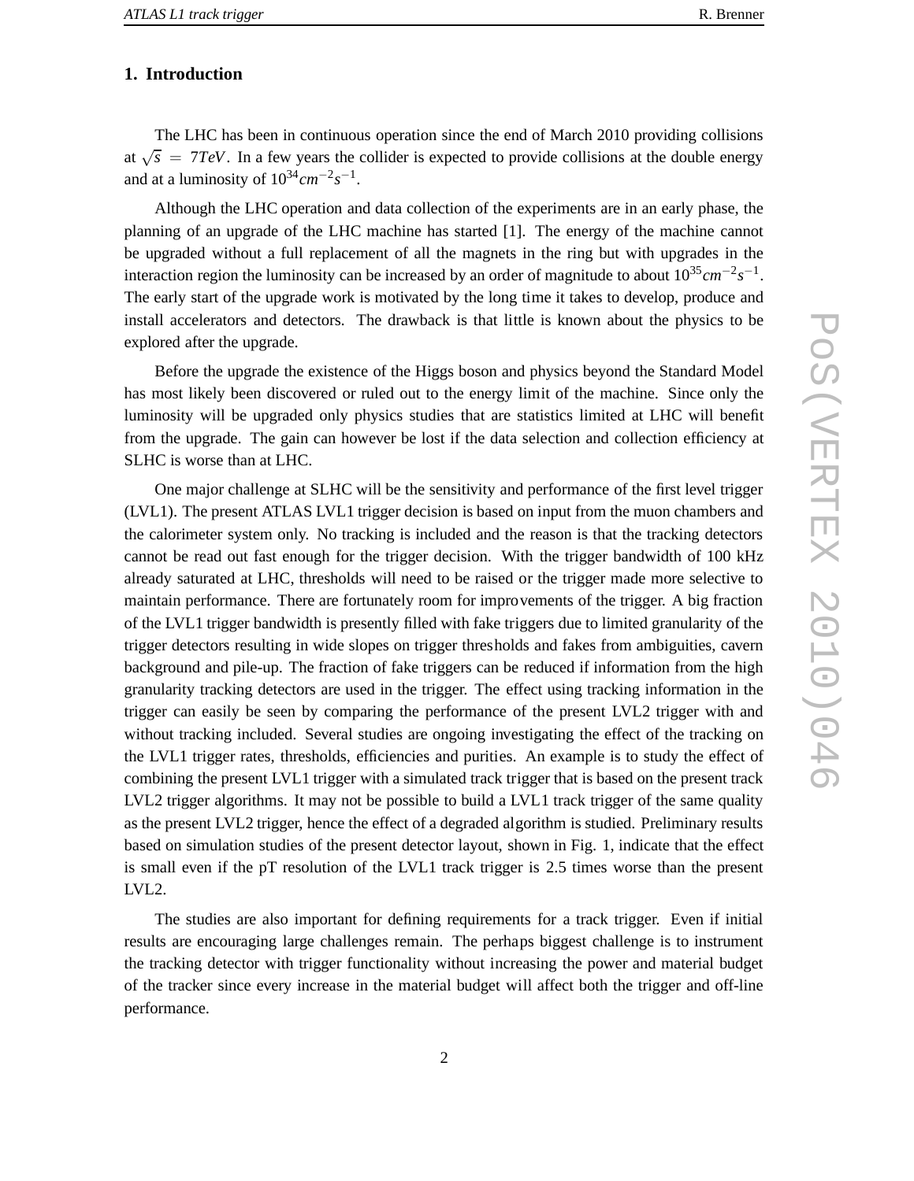## 1. Introduction

The LHC has been in continuous operation since the end of March 2010 providing collisions at $\sqrt{s} = 7TeV$. In a few years the collider is expected to provide collisions at the double energy and at a luminosity of $10^{34}cm^{-2}s^{-1}$.

Although the LHC operation and data collection of the experiments are in an early phase, the planning of an upgrade of the LHC machine has started [1]. The energy of the machine cannot be upgraded without a full replacement of all the magnets in the ring but with upgrades in the interaction region the luminosity can be increased by an order of magnitude to about $10^{35}cm^{-2}s^{-1}$. The early start of the upgrade work is motivated by the long time it takes to develop, produce and install accelerators and detectors. The drawback is that little is known about the physics to be explored after the upgrade.

Before the upgrade the existence of the Higgs boson and physics beyond the Standard Model has most likely been discovered or ruled out to the energy limit of the machine. Since only the luminosity will be upgraded only physics studies that are statistics limited at LHC will benefit from the upgrade. The gain can however be lost if the data selection and collection efficiency at SLHC is worse than at LHC.

One major challenge at SLHC will be the sensitivity and performance of the first level trigger (LVL1). The present ATLAS LVL1 trigger decision is based on input from the muon chambers and the calorimeter system only. No tracking is included and the reason is that the tracking detectors cannot be read out fast enough for the trigger decision. With the trigger bandwidth of 100 kHz already saturated at LHC, thresholds will need to be raised or the trigger made more selective to maintain performance. There are fortunately room for improvements of the trigger. A big fraction of the LVL1 trigger bandwidth is presently filled with fake triggers due to limited granularity of the trigger detectors resulting in wide slopes on trigger thresholds and fakes from ambiguities, cavern background and pile-up. The fraction of fake triggers can be reduced if information from the high granularity tracking detectors are used in the trigger. The effect using tracking information in the trigger can easily be seen by comparing the performance of the present LVL2 trigger with and without tracking included. Several studies are ongoing investigating the effect of the tracking on the LVL1 trigger rates, thresholds, efficiencies and purities. An example is to study the effect of combining the present LVL1 trigger with a simulated track trigger that is based on the present track LVL2 trigger algorithms. It may not be possible to build a LVL1 track trigger of the same quality as the present LVL2 trigger, hence the effect of a degraded algorithm is studied. Preliminary results based on simulation studies of the present detector layout, shown in Fig. 1, indicate that the effect is small even if the pT resolution of the LVL1 track trigger is 2.5 times worse than the present LVL2.

The studies are also important for defining requirements for a track trigger. Even if initial results are encouraging large challenges remain. The perhaps biggest challenge is to instrument the tracking detector with trigger functionality without increasing the power and material budget of the tracker since every increase in the material budget will affect both the trigger and off-line performance.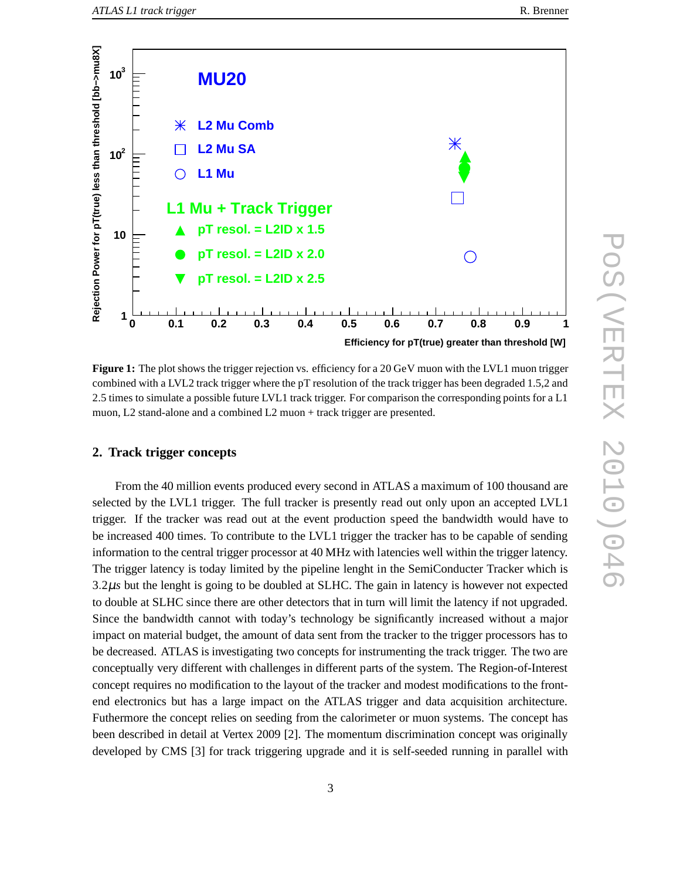MU20

L2 Mu Comb

L2 Mu SA

L1 Mu

L1 Mu + Track Trigger

pT resol. = L2ID x 1.5

pT resol. = L2ID x 2.0

pT resol. = L2ID x 2.5

Rejection Power for pT(true) less than threshold [bb->mu8X]

Efficiency for pT(true) greater than threshold [W]

$10^3$

$10^2$

10

1

0

0.1

0.2

0.3

0.4

0.5

0.6

0.7

0.8

0.9

1

**Figure 1:** The plot shows the trigger rejection vs. efficiency for a 20 GeV muon with the LVL1 muon trigger combined with a LVL2 track trigger where the pT resolution of the track trigger has been degraded 1.5,2 and 2.5 times to simulate a possible future LVL1 track trigger. For comparison the corresponding points for a L1 muon, L2 stand-alone and a combined L2 muon + track trigger are presented.

## 2. Track trigger concepts

From the 40 million events produced every second in ATLAS a maximum of 100 thousand are selected by the LVL1 trigger. The full tracker is presently read out only upon an accepted LVL1 trigger. If the tracker was read out at the event production speed the bandwidth would have to be increased 400 times. To contribute to the LVL1 trigger the tracker has to be capable of sending information to the central trigger processor at 40 MHz with latencies well within the trigger latency. The trigger latency is today limited by the pipeline lenght in the SemiConducter Tracker which is $3.2\mu s$ but the lenght is going to be doubled at SLHC. The gain in latency is however not expected to double at SLHC since there are other detectors that in turn will limit the latency if not upgraded. Since the bandwidth cannot with today's technology be significantly increased without a major impact on material budget, the amount of data sent from the tracker to the trigger processors has to be decreased. ATLAS is investigating two concepts for instrumenting the track trigger. The two are conceptually very different with challenges in different parts of the system. The Region-of-Interest concept requires no modification to the layout of the tracker and modest modifications to the front-end electronics but has a large impact on the ATLAS trigger and data acquisition architecture. Futhermore the concept relies on seeding from the calorimeter or muon systems. The concept has been described in detail at Vertex 2009 [2]. The momentum discrimination concept was originally developed by CMS [3] for track triggering upgrade and it is self-seeded running in parallel with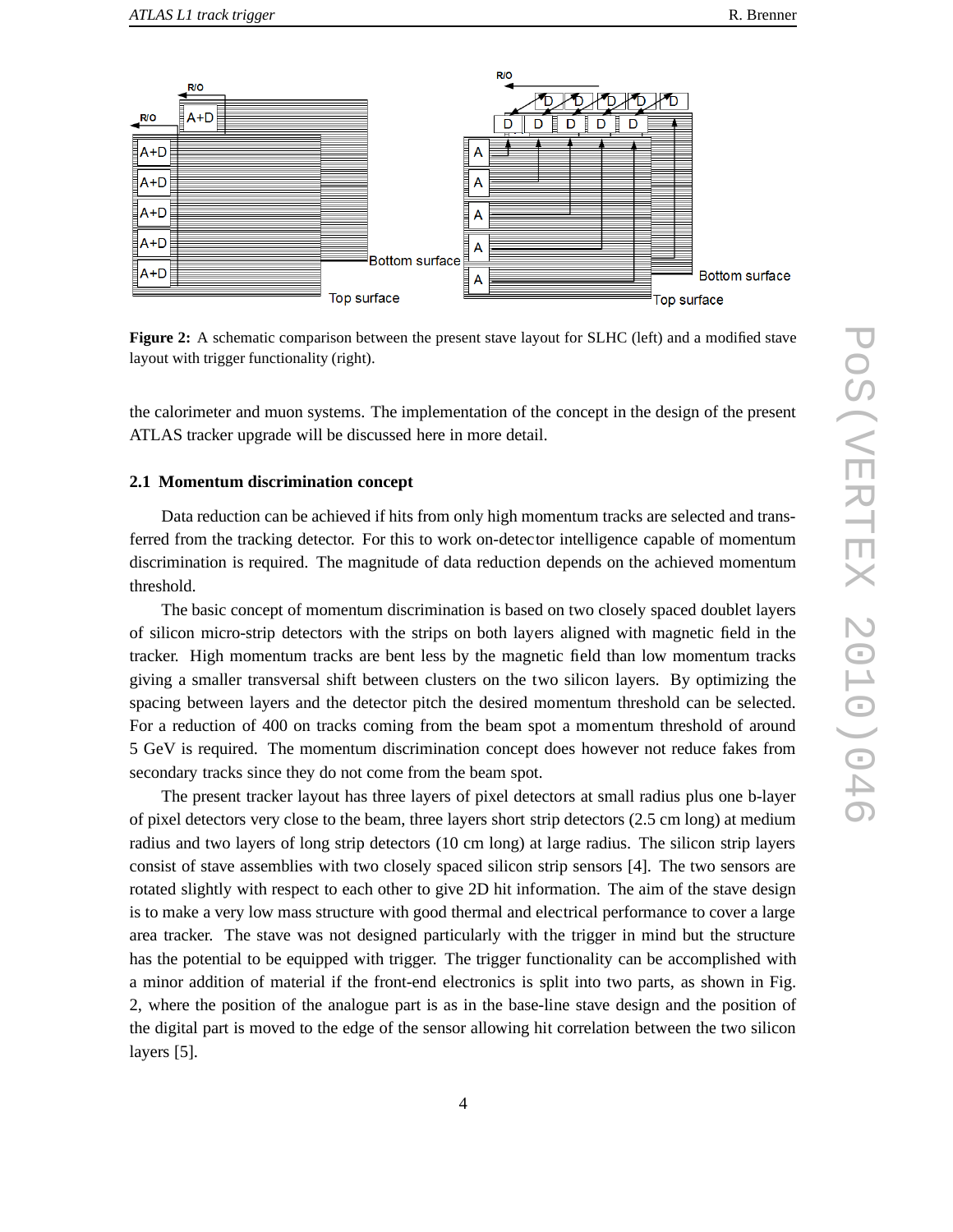R/O

R/O

A+D

A+D

A+D

A+D

A+D

A+D

Bottom surface

Top surface

R/O

D D D D D

D D D D D

A

A

A

A

A

Bottom surface

Top surface

**Figure 2:** A schematic comparison between the present stave layout for SLHC (left) and a modified stave layout with trigger functionality (right).

the calorimeter and muon systems. The implementation of the concept in the design of the present ATLAS tracker upgrade will be discussed here in more detail.

### 2.1 Momentum discrimination concept

Data reduction can be achieved if hits from only high momentum tracks are selected and transferred from the tracking detector. For this to work on-detector intelligence capable of momentum discrimination is required. The magnitude of data reduction depends on the achieved momentum threshold.

The basic concept of momentum discrimination is based on two closely spaced doublet layers of silicon micro-strip detectors with the strips on both layers aligned with magnetic field in the tracker. High momentum tracks are bent less by the magnetic field than low momentum tracks giving a smaller transversal shift between clusters on the two silicon layers. By optimizing the spacing between layers and the detector pitch the desired momentum threshold can be selected. For a reduction of 400 on tracks coming from the beam spot a momentum threshold of around 5 GeV is required. The momentum discrimination concept does however not reduce fakes from secondary tracks since they do not come from the beam spot.

The present tracker layout has three layers of pixel detectors at small radius plus one b-layer of pixel detectors very close to the beam, three layers short strip detectors (2.5 cm long) at medium radius and two layers of long strip detectors (10 cm long) at large radius. The silicon strip layers consist of stave assemblies with two closely spaced silicon strip sensors [4]. The two sensors are rotated slightly with respect to each other to give 2D hit information. The aim of the stave design is to make a very low mass structure with good thermal and electrical performance to cover a large area tracker. The stave was not designed particularly with the trigger in mind but the structure has the potential to be equipped with trigger. The trigger functionality can be accomplished with a minor addition of material if the front-end electronics is split into two parts, as shown in Fig. 2, where the position of the analogue part is as in the base-line stave design and the position of the digital part is moved to the edge of the sensor allowing hit correlation between the two silicon layers [5].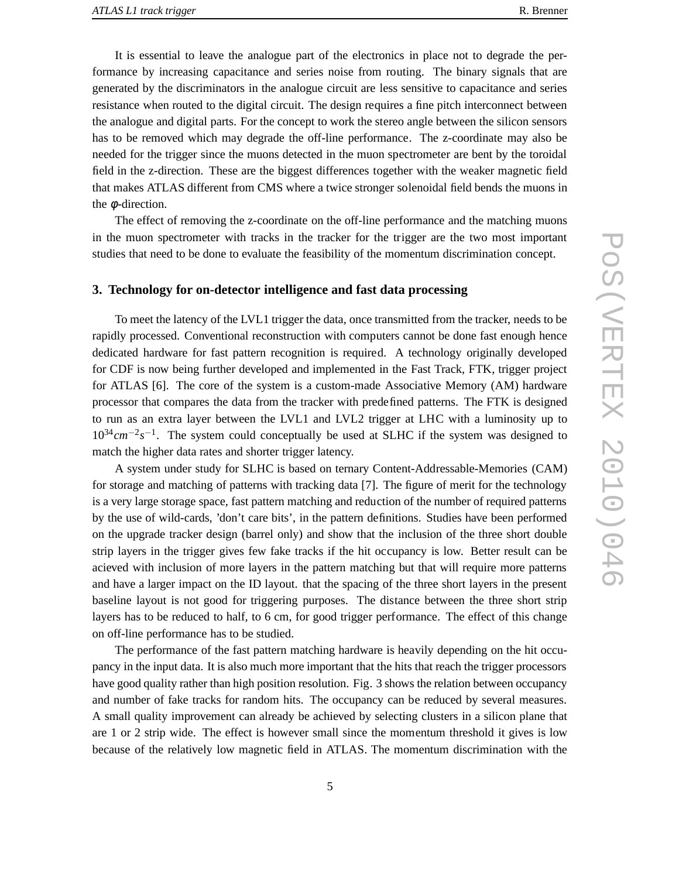It is essential to leave the analogue part of the electronics in place not to degrade the performance by increasing capacitance and series noise from routing. The binary signals that are generated by the discriminators in the analogue circuit are less sensitive to capacitance and series resistance when routed to the digital circuit. The design requires a fine pitch interconnect between the analogue and digital parts. For the concept to work the stereo angle between the silicon sensors has to be removed which may degrade the off-line performance. The z-coordinate may also be needed for the trigger since the muons detected in the muon spectrometer are bent by the toroidal field in the z-direction. These are the biggest differences together with the weaker magnetic field that makes ATLAS different from CMS where a twice stronger solenoidal field bends the muons in the $\phi$-direction.

The effect of removing the z-coordinate on the off-line performance and the matching muons in the muon spectrometer with tracks in the tracker for the trigger are the two most important studies that need to be done to evaluate the feasibility of the momentum discrimination concept.

## 3. Technology for on-detector intelligence and fast data processing

To meet the latency of the LVL1 trigger the data, once transmitted from the tracker, needs to be rapidly processed. Conventional reconstruction with computers cannot be done fast enough hence dedicated hardware for fast pattern recognition is required. A technology originally developed for CDF is now being further developed and implemented in the Fast Track, FTK, trigger project for ATLAS [6]. The core of the system is a custom-made Associative Memory (AM) hardware processor that compares the data from the tracker with predefined patterns. The FTK is designed to run as an extra layer between the LVL1 and LVL2 trigger at LHC with a luminosity up to $10^{34} cm^{-2}s^{-1}$. The system could conceptually be used at SLHC if the system was designed to match the higher data rates and shorter trigger latency.

A system under study for SLHC is based on ternary Content-Addressable-Memories (CAM) for storage and matching of patterns with tracking data [7]. The figure of merit for the technology is a very large storage space, fast pattern matching and reduction of the number of required patterns by the use of wild-cards, 'don't care bits', in the pattern definitions. Studies have been performed on the upgrade tracker design (barrel only) and show that the inclusion of the three short double strip layers in the trigger gives few fake tracks if the hit occupancy is low. Better result can be acieved with inclusion of more layers in the pattern matching but that will require more patterns and have a larger impact on the ID layout. that the spacing of the three short layers in the present baseline layout is not good for triggering purposes. The distance between the three short strip layers has to be reduced to half, to 6 cm, for good trigger performance. The effect of this change on off-line performance has to be studied.

The performance of the fast pattern matching hardware is heavily depending on the hit occupancy in the input data. It is also much more important that the hits that reach the trigger processors have good quality rather than high position resolution. Fig. 3 shows the relation between occupancy and number of fake tracks for random hits. The occupancy can be reduced by several measures. A small quality improvement can already be achieved by selecting clusters in a silicon plane that are 1 or 2 strip wide. The effect is however small since the momentum threshold it gives is low because of the relatively low magnetic field in ATLAS. The momentum discrimination with the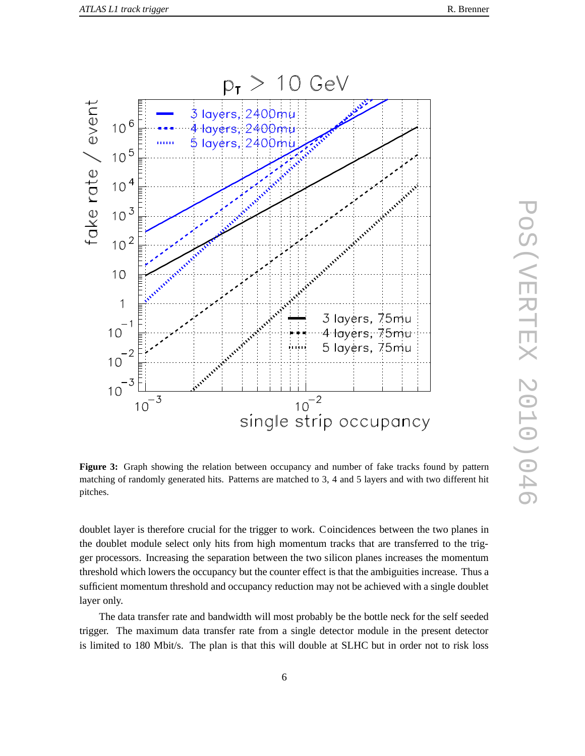$p_T > 10$ GeV

fake rate / event

single strip occupancy

3 layers, 2400mu
4 layers, 2400mu
5 layers, 2400mu

3 layers, 75mu
4 layers, 75mu
5 layers, 75mu

$10^{-3}$ $10^{-2}$ $10^{-1}$ 1 10 $10^2$ $10^3$ $10^4$ $10^5$ $10^6$

$10^{-3}$ $10^{-2}$

**Figure 3:** Graph showing the relation between occupancy and number of fake tracks found by pattern matching of randomly generated hits. Patterns are matched to 3, 4 and 5 layers and with two different hit pitches.

doublet layer is therefore crucial for the trigger to work. Coincidences between the two planes in the doublet module select only hits from high momentum tracks that are transferred to the trigger processors. Increasing the separation between the two silicon planes increases the momentum threshold which lowers the occupancy but the counter effect is that the ambiguities increase. Thus a sufficient momentum threshold and occupancy reduction may not be achieved with a single doublet layer only.

The data transfer rate and bandwidth will most probably be the bottle neck for the self seeded trigger. The maximum data transfer rate from a single detector module in the present detector is limited to 180 Mbit/s. The plan is that this will double at SLHC but in order not to risk loss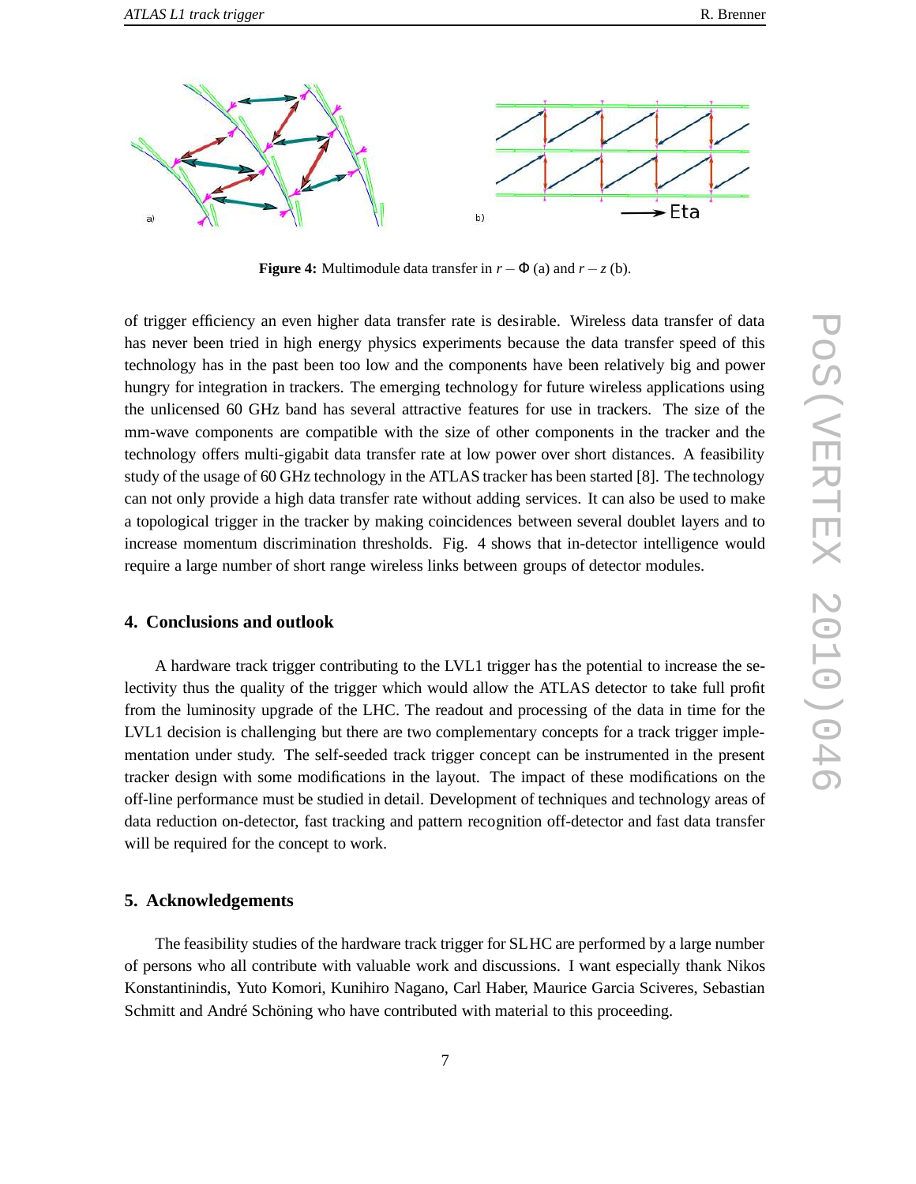a)

b)

Eta

**Figure 4:** Multimodule data transfer in $r-\Phi$ (a) and $r-z$ (b).

of trigger efficiency an even higher data transfer rate is desirable. Wireless data transfer of data has never been tried in high energy physics experiments because the data transfer speed of this technology has in the past been too low and the components have been relatively big and power hungry for integration in trackers. The emerging technology for future wireless applications using the unlicensed 60 GHz band has several attractive features for use in trackers. The size of the mm-wave components are compatible with the size of other components in the tracker and the technology offers multi-gigabit data transfer rate at low power over short distances. A feasibility study of the usage of 60 GHz technology in the ATLAS tracker has been started [8]. The technology can not only provide a high data transfer rate without adding services. It can also be used to make a topological trigger in the tracker by making coincidences between several doublet layers and to increase momentum discrimination thresholds. Fig. 4 shows that in-detector intelligence would require a large number of short range wireless links between groups of detector modules.

## 4. Conclusions and outlook

A hardware track trigger contributing to the LVL1 trigger has the potential to increase the selectivity thus the quality of the trigger which would allow the ATLAS detector to take full profit from the luminosity upgrade of the LHC. The readout and processing of the data in time for the LVL1 decision is challenging but there are two complementary concepts for a track trigger implementation under study. The self-seeded track trigger concept can be instrumented in the present tracker design with some modifications in the layout. The impact of these modifications on the off-line performance must be studied in detail. Development of techniques and technology areas of data reduction on-detector, fast tracking and pattern recognition off-detector and fast data transfer will be required for the concept to work.

## 5. Acknowledgements

The feasibility studies of the hardware track trigger for SLHC are performed by a large number of persons who all contribute with valuable work and discussions. I want especially thank Nikos Konstantinindis, Yuto Komori, Kunihiro Nagano, Carl Haber, Maurice Garcia Sciveres, Sebastian Schmitt and André Schöning who have contributed with material to this proceeding.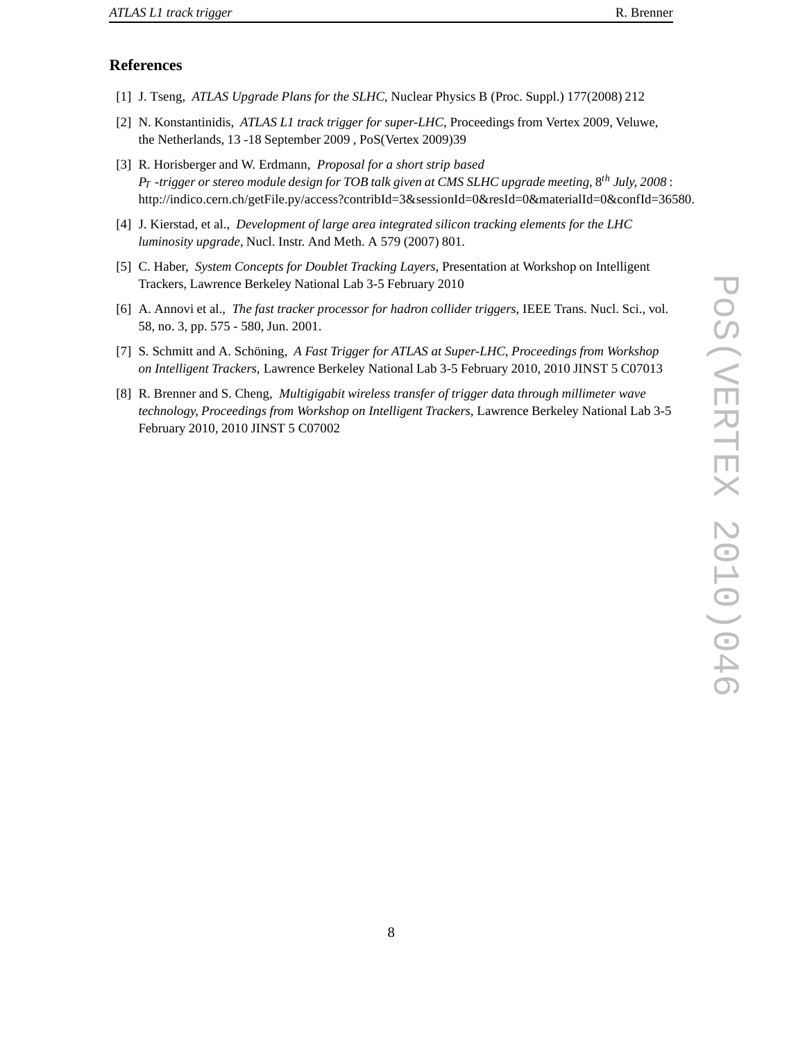## References

[1] J. Tseng, *ATLAS Upgrade Plans for the SLHC*, Nuclear Physics B (Proc. Suppl.) 177(2008) 212

[2] N. Konstantinidis, *ATLAS L1 track trigger for super-LHC*, Proceedings from Vertex 2009, Veluwe, the Netherlands, 13 -18 September 2009 , PoS(Vertex 2009)39

[3] R. Horisberger and W. Erdmann, *Proposal for a short strip based $P_T$ -trigger or stereo module design for TOB talk given at CMS SLHC upgrade meeting,* 8*th* *July, 2008* : http://indico.cern.ch/getFile.py/access?contribId=3&sessionId=0&resId=0&materialId=0&confId=36580.

[4] J. Kierstad, et al., *Development of large area integrated silicon tracking elements for the LHC luminosity upgrade*, Nucl. Instr. And Meth. A 579 (2007) 801.

[5] C. Haber, *System Concepts for Doublet Tracking Layers*, Presentation at Workshop on Intelligent Trackers, Lawrence Berkeley National Lab 3-5 February 2010

[6] A. Annovi et al., *The fast tracker processor for hadron collider triggers*, IEEE Trans. Nucl. Sci., vol. 58, no. 3, pp. 575 - 580, Jun. 2001.

[7] S. Schmitt and A. Schöning, *A Fast Trigger for ATLAS at Super-LHC, Proceedings from Workshop on Intelligent Trackers*, Lawrence Berkeley National Lab 3-5 February 2010, 2010 JINST 5 C07013

[8] R. Brenner and S. Cheng, *Multigigabit wireless transfer of trigger data through millimeter wave technology, Proceedings from Workshop on Intelligent Trackers*, Lawrence Berkeley National Lab 3-5 February 2010, 2010 JINST 5 C07002